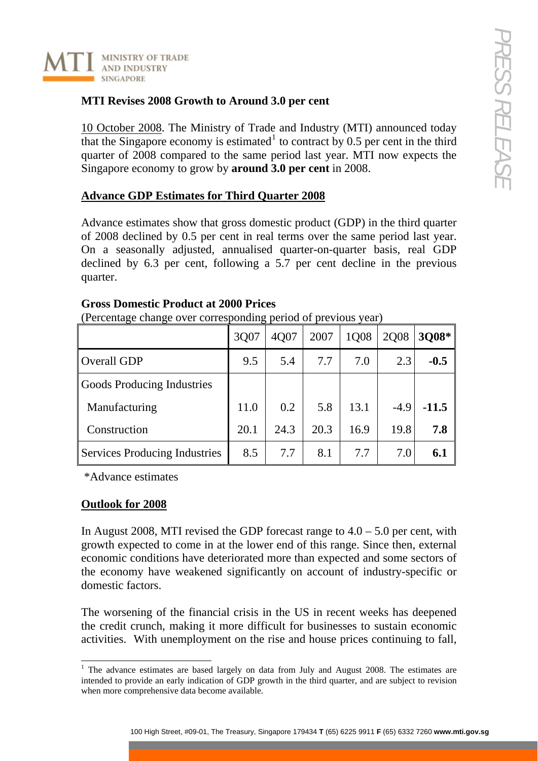# MTI Revises 2008 Growth to Around 3.0 per cent

10 October 2008. The Ministry of Trade and Industry (MTI) announced today that the Singapore economy is estimated[1] to contract by 0.5 per cent in the third quarter of 2008 compared to the same period last year. MTI now expects the Singapore economy to grow by **around 3.0 per cent** in 2008.

## Advance GDP Estimates for Third Quarter 2008

Advance estimates show that gross domestic product (GDP) in the third quarter of 2008 declined by 0.5 per cent in real terms over the same period last year. On a seasonally adjusted, annualised quarter-on-quarter basis, real GDP declined by 6.3 per cent, following a 5.7 per cent decline in the previous quarter.

**Gross Domestic Product at 2000 Prices**

(Percentage change over corresponding period of previous year)

| | 3Q07 | 4Q07 | 2007 | 1Q08 | 2Q08 | **3Q08*** |
|---|---|---|---|---|---|---|
| Overall GDP | 9.5 | 5.4 | 7.7 | 7.0 | 2.3 | **-0.5** |
| Goods Producing Industries | | | | | | |
| Manufacturing | 11.0 | 0.2 | 5.8 | 13.1 | -4.9 | **-11.5** |
| Construction | 20.1 | 24.3 | 20.3 | 16.9 | 19.8 | **7.8** |
| Services Producing Industries | 8.5 | 7.7 | 8.1 | 7.7 | 7.0 | **6.1** |

*Advance estimates

## Outlook for 2008

In August 2008, MTI revised the GDP forecast range to 4.0 – 5.0 per cent, with growth expected to come in at the lower end of this range. Since then, external economic conditions have deteriorated more than expected and some sectors of the economy have weakened significantly on account of industry-specific or domestic factors.

The worsening of the financial crisis in the US in recent weeks has deepened the credit crunch, making it more difficult for businesses to sustain economic activities. With unemployment on the rise and house prices continuing to fall,

[1] The advance estimates are based largely on data from July and August 2008. The estimates are intended to provide an early indication of GDP growth in the third quarter, and are subject to revision when more comprehensive data become available.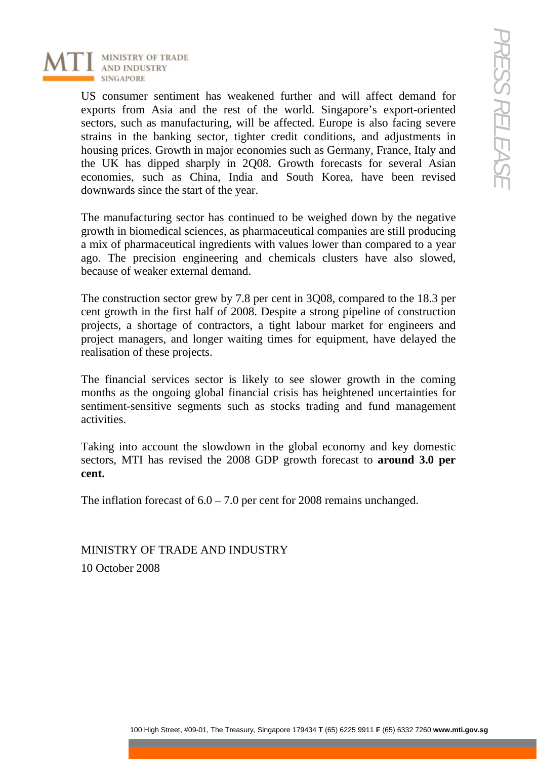US consumer sentiment has weakened further and will affect demand for exports from Asia and the rest of the world. Singapore's export-oriented sectors, such as manufacturing, will be affected. Europe is also facing severe strains in the banking sector, tighter credit conditions, and adjustments in housing prices. Growth in major economies such as Germany, France, Italy and the UK has dipped sharply in 2Q08. Growth forecasts for several Asian economies, such as China, India and South Korea, have been revised downwards since the start of the year.

The manufacturing sector has continued to be weighed down by the negative growth in biomedical sciences, as pharmaceutical companies are still producing a mix of pharmaceutical ingredients with values lower than compared to a year ago. The precision engineering and chemicals clusters have also slowed, because of weaker external demand.

The construction sector grew by 7.8 per cent in 3Q08, compared to the 18.3 per cent growth in the first half of 2008. Despite a strong pipeline of construction projects, a shortage of contractors, a tight labour market for engineers and project managers, and longer waiting times for equipment, have delayed the realisation of these projects.

The financial services sector is likely to see slower growth in the coming months as the ongoing global financial crisis has heightened uncertainties for sentiment-sensitive segments such as stocks trading and fund management activities.

Taking into account the slowdown in the global economy and key domestic sectors, MTI has revised the 2008 GDP growth forecast to **around 3.0 per cent.**

The inflation forecast of 6.0 – 7.0 per cent for 2008 remains unchanged.

MINISTRY OF TRADE AND INDUSTRY
10 October 2008